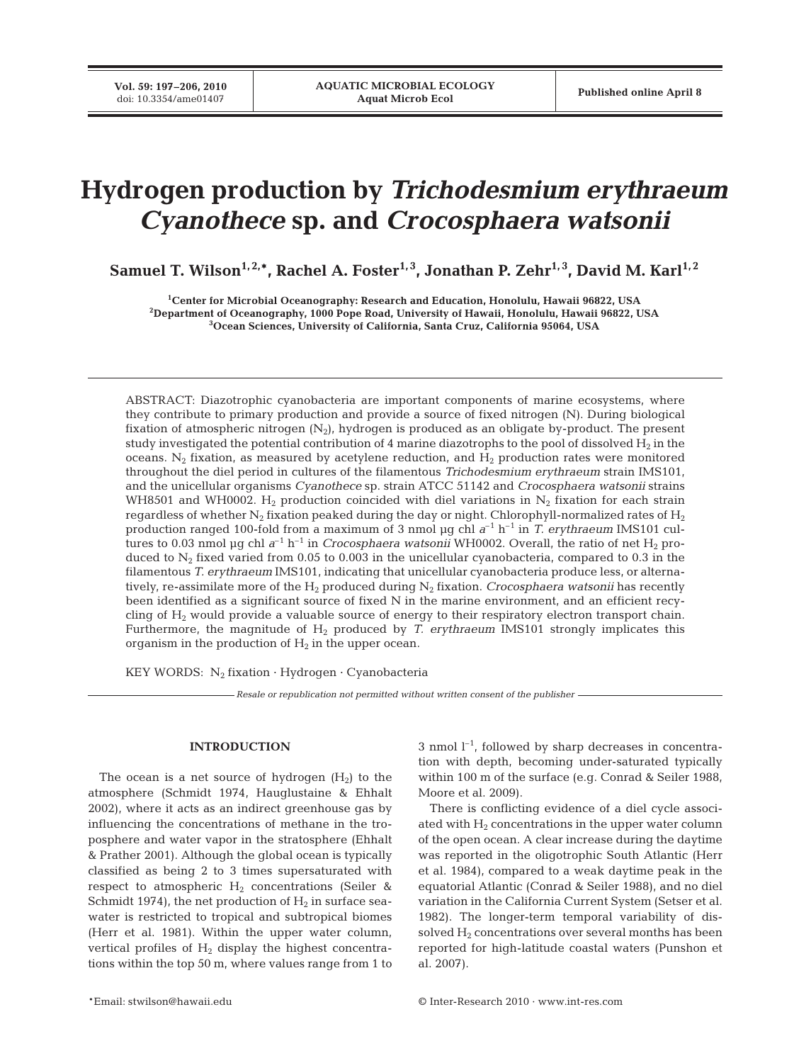# Hydrogen production by *Trichodesmium erythraeum* *Cyanothece* sp. and *Crocosphaera watsonii*

**Samuel T. Wilson[1,2,*], Rachel A. Foster[1,3], Jonathan P. Zehr[1,3], David M. Karl[1,2]**

[1]Center for Microbial Oceanography: Research and Education, Honolulu, Hawaii 96822, USA
[2]Department of Oceanography, 1000 Pope Road, University of Hawaii, Honolulu, Hawaii 96822, USA
[3]Ocean Sciences, University of California, Santa Cruz, California 95064, USA

ABSTRACT: Diazotrophic cyanobacteria are important components of marine ecosystems, where they contribute to primary production and provide a source of fixed nitrogen (N). During biological fixation of atmospheric nitrogen ($N_2$), hydrogen is produced as an obligate by-product. The present study investigated the potential contribution of 4 marine diazotrophs to the pool of dissolved $H_2$ in the oceans. $N_2$ fixation, as measured by acetylene reduction, and $H_2$ production rates were monitored throughout the diel period in cultures of the filamentous *Trichodesmium erythraeum* strain IMS101, and the unicellular organisms *Cyanothece* sp. strain ATCC 51142 and *Crocosphaera watsonii* strains WH8501 and WH0002. $H_2$ production coincided with diel variations in $N_2$ fixation for each strain regardless of whether $N_2$ fixation peaked during the day or night. Chlorophyll-normalized rates of $H_2$ production ranged 100-fold from a maximum of 3 nmol µg chl $a^{-1}$ $h^{-1}$ in *T. erythraeum* IMS101 cultures to 0.03 nmol µg chl $a^{-1}$ $h^{-1}$ in *Crocosphaera watsonii* WH0002. Overall, the ratio of net $H_2$ produced to $N_2$ fixed varied from 0.05 to 0.003 in the unicellular cyanobacteria, compared to 0.3 in the filamentous *T. erythraeum* IMS101, indicating that unicellular cyanobacteria produce less, or alternatively, re-assimilate more of the $H_2$ produced during $N_2$ fixation. *Crocosphaera watsonii* has recently been identified as a significant source of fixed N in the marine environment, and an efficient recycling of $H_2$ would provide a valuable source of energy to their respiratory electron transport chain. Furthermore, the magnitude of $H_2$ produced by *T. erythraeum* IMS101 strongly implicates this organism in the production of $H_2$ in the upper ocean.

KEY WORDS: $N_2$ fixation · Hydrogen · Cyanobacteria

*Resale or republication not permitted without written consent of the publisher*

## INTRODUCTION

The ocean is a net source of hydrogen ($H_2$) to the atmosphere (Schmidt 1974, Hauglustaine & Ehhalt 2002), where it acts as an indirect greenhouse gas by influencing the concentrations of methane in the troposphere and water vapor in the stratosphere (Ehhalt & Prather 2001). Although the global ocean is typically classified as being 2 to 3 times supersaturated with respect to atmospheric $H_2$ concentrations (Seiler & Schmidt 1974), the net production of $H_2$ in surface seawater is restricted to tropical and subtropical biomes (Herr et al. 1981). Within the upper water column, vertical profiles of $H_2$ display the highest concentrations within the top 50 m, where values range from 1 to 3 nmol $l^{-1}$, followed by sharp decreases in concentration with depth, becoming under-saturated typically within 100 m of the surface (e.g. Conrad & Seiler 1988, Moore et al. 2009).

There is conflicting evidence of a diel cycle associated with $H_2$ concentrations in the upper water column of the open ocean. A clear increase during the daytime was reported in the oligotrophic South Atlantic (Herr et al. 1984), compared to a weak daytime peak in the equatorial Atlantic (Conrad & Seiler 1988), and no diel variation in the California Current System (Setser et al. 1982). The longer-term temporal variability of dissolved $H_2$ concentrations over several months has been reported for high-latitude coastal waters (Punshon et al. 2007).

*Email: stwilson@hawaii.edu

© Inter-Research 2010 · www.int-res.com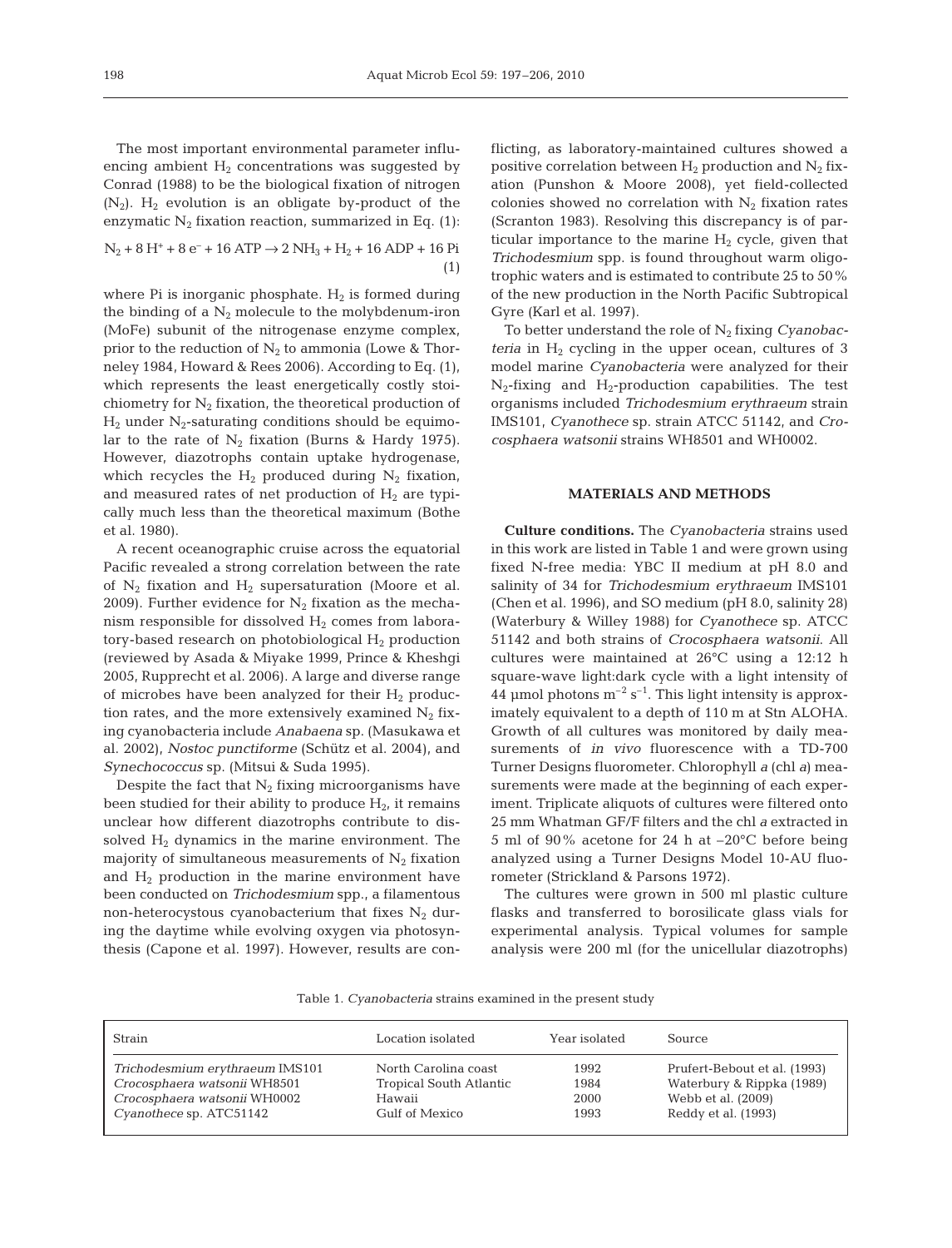The most important environmental parameter influencing ambient $H_2$ concentrations was suggested by Conrad (1988) to be the biological fixation of nitrogen ($N_2$). $H_2$ evolution is an obligate by-product of the enzymatic $N_2$ fixation reaction, summarized in Eq. (1):

$$N_2 + 8\,H^+ + 8\,e^- + 16\,ATP \rightarrow 2\,NH_3 + H_2 + 16\,ADP + 16\,Pi \quad (1)$$

where Pi is inorganic phosphate. $H_2$ is formed during the binding of a $N_2$ molecule to the molybdenum-iron (MoFe) subunit of the nitrogenase enzyme complex, prior to the reduction of $N_2$ to ammonia (Lowe & Thorneley 1984, Howard & Rees 2006). According to Eq. (1), which represents the least energetically costly stoichiometry for $N_2$ fixation, the theoretical production of $H_2$ under $N_2$-saturating conditions should be equimolar to the rate of $N_2$ fixation (Burns & Hardy 1975). However, diazotrophs contain uptake hydrogenase, which recycles the $H_2$ produced during $N_2$ fixation, and measured rates of net production of $H_2$ are typically much less than the theoretical maximum (Bothe et al. 1980).

A recent oceanographic cruise across the equatorial Pacific revealed a strong correlation between the rate of $N_2$ fixation and $H_2$ supersaturation (Moore et al. 2009). Further evidence for $N_2$ fixation as the mechanism responsible for dissolved $H_2$ comes from laboratory-based research on photobiological $H_2$ production (reviewed by Asada & Miyake 1999, Prince & Kheshgi 2005, Rupprecht et al. 2006). A large and diverse range of microbes have been analyzed for their $H_2$ production rates, and the more extensively examined $N_2$ fixing cyanobacteria include *Anabaena* sp. (Masukawa et al. 2002), *Nostoc punctiforme* (Schütz et al. 2004), and *Synechococcus* sp. (Mitsui & Suda 1995).

Despite the fact that $N_2$ fixing microorganisms have been studied for their ability to produce $H_2$, it remains unclear how different diazotrophs contribute to dissolved $H_2$ dynamics in the marine environment. The majority of simultaneous measurements of $N_2$ fixation and $H_2$ production in the marine environment have been conducted on *Trichodesmium* spp., a filamentous non-heterocystous cyanobacterium that fixes $N_2$ during the daytime while evolving oxygen via photosynthesis (Capone et al. 1997). However, results are conflicting, as laboratory-maintained cultures showed a positive correlation between $H_2$ production and $N_2$ fixation (Punshon & Moore 2008), yet field-collected colonies showed no correlation with $N_2$ fixation rates (Scranton 1983). Resolving this discrepancy is of particular importance to the marine $H_2$ cycle, given that *Trichodesmium* spp. is found throughout warm oligotrophic waters and is estimated to contribute 25 to 50% of the new production in the North Pacific Subtropical Gyre (Karl et al. 1997).

To better understand the role of $N_2$ fixing *Cyanobacteria* in $H_2$ cycling in the upper ocean, cultures of 3 model marine *Cyanobacteria* were analyzed for their $N_2$-fixing and $H_2$-production capabilities. The test organisms included *Trichodesmium erythraeum* strain IMS101, *Cyanothece* sp. strain ATCC 51142, and *Crocosphaera watsonii* strains WH8501 and WH0002.

## MATERIALS AND METHODS

**Culture conditions.** The *Cyanobacteria* strains used in this work are listed in Table 1 and were grown using fixed N-free media: YBC II medium at pH 8.0 and salinity of 34 for *Trichodesmium erythraeum* IMS101 (Chen et al. 1996), and SO medium (pH 8.0, salinity 28) (Waterbury & Willey 1988) for *Cyanothece* sp. ATCC 51142 and both strains of *Crocosphaera watsonii*. All cultures were maintained at 26°C using a 12:12 h square-wave light:dark cycle with a light intensity of 44 µmol photons $m^{-2}$ $s^{-1}$. This light intensity is approximately equivalent to a depth of 110 m at Stn ALOHA. Growth of all cultures was monitored by daily measurements of *in vivo* fluorescence with a TD-700 Turner Designs fluorometer. Chlorophyll *a* (chl *a*) measurements were made at the beginning of each experiment. Triplicate aliquots of cultures were filtered onto 25 mm Whatman GF/F filters and the chl *a* extracted in 5 ml of 90% acetone for 24 h at –20°C before being analyzed using a Turner Designs Model 10-AU fluorometer (Strickland & Parsons 1972).

The cultures were grown in 500 ml plastic culture flasks and transferred to borosilicate glass vials for experimental analysis. Typical volumes for sample analysis were 200 ml (for the unicellular diazotrophs)

Table 1. *Cyanobacteria* strains examined in the present study

| Strain | Location isolated | Year isolated | Source |
|---|---|---|---|
| *Trichodesmium erythraeum* IMS101 | North Carolina coast | 1992 | Prufert-Bebout et al. (1993) |
| *Crocosphaera watsonii* WH8501 | Tropical South Atlantic | 1984 | Waterbury & Rippka (1989) |
| *Crocosphaera watsonii* WH0002 | Hawaii | 2000 | Webb et al. (2009) |
| *Cyanothece* sp. ATC51142 | Gulf of Mexico | 1993 | Reddy et al. (1993) |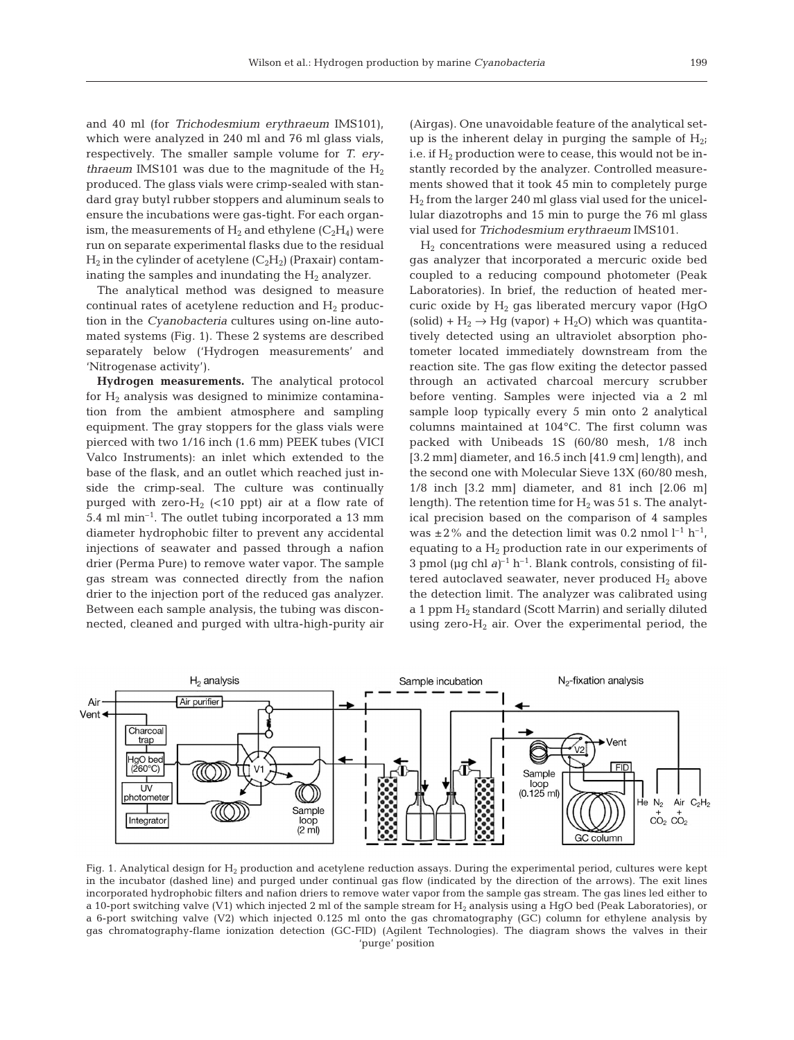and 40 ml (for *Trichodesmium erythraeum* IMS101), which were analyzed in 240 ml and 76 ml glass vials, respectively. The smaller sample volume for *T. erythraeum* IMS101 was due to the magnitude of the $H_2$ produced. The glass vials were crimp-sealed with standard gray butyl rubber stoppers and aluminum seals to ensure the incubations were gas-tight. For each organism, the measurements of $H_2$ and ethylene ($C_2H_4$) were run on separate experimental flasks due to the residual $H_2$ in the cylinder of acetylene ($C_2H_2$) (Praxair) contaminating the samples and inundating the $H_2$ analyzer.

The analytical method was designed to measure continual rates of acetylene reduction and $H_2$ production in the *Cyanobacteria* cultures using on-line automated systems (Fig. 1). These 2 systems are described separately below ('Hydrogen measurements' and 'Nitrogenase activity').

**Hydrogen measurements.** The analytical protocol for $H_2$ analysis was designed to minimize contamination from the ambient atmosphere and sampling equipment. The gray stoppers for the glass vials were pierced with two 1/16 inch (1.6 mm) PEEK tubes (VICI Valco Instruments): an inlet which extended to the base of the flask, and an outlet which reached just inside the crimp-seal. The culture was continually purged with zero-$H_2$ (<10 ppt) air at a flow rate of 5.4 ml $min^{-1}$. The outlet tubing incorporated a 13 mm diameter hydrophobic filter to prevent any accidental injections of seawater and passed through a nafion drier (Perma Pure) to remove water vapor. The sample gas stream was connected directly from the nafion drier to the injection port of the reduced gas analyzer. Between each sample analysis, the tubing was disconnected, cleaned and purged with ultra-high-purity air (Airgas). One unavoidable feature of the analytical set-up is the inherent delay in purging the sample of $H_2$; i.e. if $H_2$ production were to cease, this would not be instantly recorded by the analyzer. Controlled measurements showed that it took 45 min to completely purge $H_2$ from the larger 240 ml glass vial used for the unicellular diazotrophs and 15 min to purge the 76 ml glass vial used for *Trichodesmium erythraeum* IMS101.

$H_2$ concentrations were measured using a reduced gas analyzer that incorporated a mercuric oxide bed coupled to a reducing compound photometer (Peak Laboratories). In brief, the reduction of heated mercuric oxide by $H_2$ gas liberated mercury vapor (HgO (solid) + $H_2$ → Hg (vapor) + $H_2O$) which was quantitatively detected using an ultraviolet absorption photometer located immediately downstream from the reaction site. The gas flow exiting the detector passed through an activated charcoal mercury scrubber before venting. Samples were injected via a 2 ml sample loop typically every 5 min onto 2 analytical columns maintained at 104°C. The first column was packed with Unibeads 1S (60/80 mesh, 1/8 inch [3.2 mm] diameter, and 16.5 inch [41.9 cm] length), and the second one with Molecular Sieve 13X (60/80 mesh, 1/8 inch [3.2 mm] diameter, and 81 inch [2.06 m] length). The retention time for $H_2$ was 51 s. The analytical precision based on the comparison of 4 samples was ±2% and the detection limit was 0.2 nmol $l^{-1}$ $h^{-1}$, equating to a $H_2$ production rate in our experiments of 3 pmol (µg chl *a*)$^{-1}$ $h^{-1}$. Blank controls, consisting of filtered autoclaved seawater, never produced $H_2$ above the detection limit. The analyzer was calibrated using a 1 ppm $H_2$ standard (Scott Marrin) and serially diluted using zero-$H_2$ air. Over the experimental period, the

Fig. 1. Analytical design for $H_2$ production and acetylene reduction assays. During the experimental period, cultures were kept in the incubator (dashed line) and purged under continual gas flow (indicated by the direction of the arrows). The exit lines incorporated hydrophobic filters and nafion driers to remove water vapor from the sample gas stream. The gas lines led either to a 10-port switching valve (V1) which injected 2 ml of the sample stream for $H_2$ analysis using a HgO bed (Peak Laboratories), or a 6-port switching valve (V2) which injected 0.125 ml onto the gas chromatography (GC) column for ethylene analysis by gas chromatography-flame ionization detection (GC-FID) (Agilent Technologies). The diagram shows the valves in their 'purge' position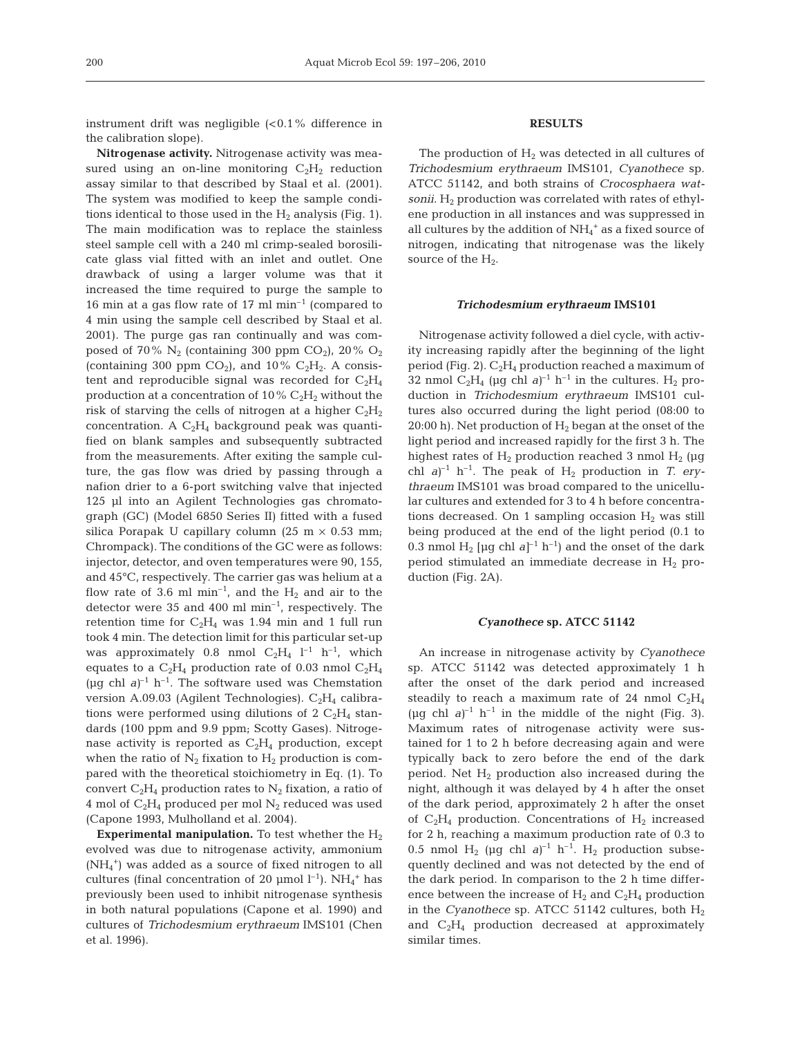instrument drift was negligible (<0.1% difference in the calibration slope).

**Nitrogenase activity.** Nitrogenase activity was measured using an on-line monitoring $C_2H_2$ reduction assay similar to that described by Staal et al. (2001). The system was modified to keep the sample conditions identical to those used in the $H_2$ analysis (Fig. 1). The main modification was to replace the stainless steel sample cell with a 240 ml crimp-sealed borosilicate glass vial fitted with an inlet and outlet. One drawback of using a larger volume was that it increased the time required to purge the sample to 16 min at a gas flow rate of 17 ml $min^{-1}$ (compared to 4 min using the sample cell described by Staal et al. 2001). The purge gas ran continually and was composed of 70% $N_2$ (containing 300 ppm $CO_2$), 20% $O_2$ (containing 300 ppm $CO_2$), and 10% $C_2H_2$. A consistent and reproducible signal was recorded for $C_2H_4$ production at a concentration of 10% $C_2H_2$ without the risk of starving the cells of nitrogen at a higher $C_2H_2$ concentration. A $C_2H_4$ background peak was quantified on blank samples and subsequently subtracted from the measurements. After exiting the sample culture, the gas flow was dried by passing through a nafion drier to a 6-port switching valve that injected 125 µl into an Agilent Technologies gas chromatograph (GC) (Model 6850 Series II) fitted with a fused silica Porapak U capillary column (25 m × 0.53 mm; Chrompack). The conditions of the GC were as follows: injector, detector, and oven temperatures were 90, 155, and 45°C, respectively. The carrier gas was helium at a flow rate of 3.6 ml $min^{-1}$, and the $H_2$ and air to the detector were 35 and 400 ml $min^{-1}$, respectively. The retention time for $C_2H_4$ was 1.94 min and 1 full run took 4 min. The detection limit for this particular set-up was approximately 0.8 nmol $C_2H_4$ $l^{-1}$ $h^{-1}$, which equates to a $C_2H_4$ production rate of 0.03 nmol $C_2H_4$ (µg chl *a*)$^{-1}$ $h^{-1}$. The software used was Chemstation version A.09.03 (Agilent Technologies). $C_2H_4$ calibrations were performed using dilutions of 2 $C_2H_4$ standards (100 ppm and 9.9 ppm; Scotty Gases). Nitrogenase activity is reported as $C_2H_4$ production, except when the ratio of $N_2$ fixation to $H_2$ production is compared with the theoretical stoichiometry in Eq. (1). To convert $C_2H_4$ production rates to $N_2$ fixation, a ratio of 4 mol of $C_2H_4$ produced per mol $N_2$ reduced was used (Capone 1993, Mulholland et al. 2004).

**Experimental manipulation.** To test whether the $H_2$ evolved was due to nitrogenase activity, ammonium ($NH_4^+$) was added as a source of fixed nitrogen to all cultures (final concentration of 20 µmol $l^{-1}$). $NH_4^+$ has previously been used to inhibit nitrogenase synthesis in both natural populations (Capone et al. 1990) and cultures of *Trichodesmium erythraeum* IMS101 (Chen et al. 1996).

## RESULTS

The production of $H_2$ was detected in all cultures of *Trichodesmium erythraeum* IMS101, *Cyanothece* sp. ATCC 51142, and both strains of *Crocosphaera watsonii*. $H_2$ production was correlated with rates of ethylene production in all instances and was suppressed in all cultures by the addition of $NH_4^+$ as a fixed source of nitrogen, indicating that nitrogenase was the likely source of the $H_2$.

### *Trichodesmium erythraeum* IMS101

Nitrogenase activity followed a diel cycle, with activity increasing rapidly after the beginning of the light period (Fig. 2). $C_2H_4$ production reached a maximum of 32 nmol $C_2H_4$ (µg chl *a*)$^{-1}$ $h^{-1}$ in the cultures. $H_2$ production in *Trichodesmium erythraeum* IMS101 cultures also occurred during the light period (08:00 to 20:00 h). Net production of $H_2$ began at the onset of the light period and increased rapidly for the first 3 h. The highest rates of $H_2$ production reached 3 nmol $H_2$ (µg chl *a*)$^{-1}$ $h^{-1}$. The peak of $H_2$ production in *T. erythraeum* IMS101 was broad compared to the unicellular cultures and extended for 3 to 4 h before concentrations decreased. On 1 sampling occasion $H_2$ was still being produced at the end of the light period (0.1 to 0.3 nmol $H_2$ [µg chl *a*]$^{-1}$ $h^{-1}$) and the onset of the dark period stimulated an immediate decrease in $H_2$ production (Fig. 2A).

### *Cyanothece* sp. ATCC 51142

An increase in nitrogenase activity by *Cyanothece* sp. ATCC 51142 was detected approximately 1 h after the onset of the dark period and increased steadily to reach a maximum rate of 24 nmol $C_2H_4$ (µg chl *a*)$^{-1}$ $h^{-1}$ in the middle of the night (Fig. 3). Maximum rates of nitrogenase activity were sustained for 1 to 2 h before decreasing again and were typically back to zero before the end of the dark period. Net $H_2$ production also increased during the night, although it was delayed by 4 h after the onset of the dark period, approximately 2 h after the onset of $C_2H_4$ production. Concentrations of $H_2$ increased for 2 h, reaching a maximum production rate of 0.3 to 0.5 nmol $H_2$ (µg chl *a*)$^{-1}$ $h^{-1}$. $H_2$ production subsequently declined and was not detected by the end of the dark period. In comparison to the 2 h time difference between the increase of $H_2$ and $C_2H_4$ production in the *Cyanothece* sp. ATCC 51142 cultures, both $H_2$ and $C_2H_4$ production decreased at approximately similar times.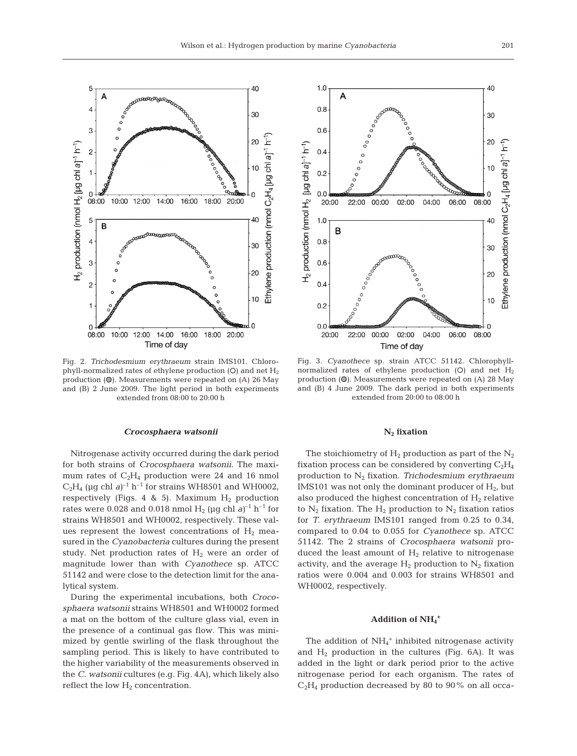Fig. 2. *Trichodesmium erythraeum* strain IMS101. Chlorophyll-normalized rates of ethylene production (○) and net $H_2$ production (●). Measurements were repeated on (A) 26 May and (B) 2 June 2009. The light period in both experiments extended from 08:00 to 20:00 h

Fig. 3. *Cyanothece* sp. strain ATCC 51142. Chlorophyll-normalized rates of ethylene production (○) and net $H_2$ production (●). Measurements were repeated on (A) 28 May and (B) 4 June 2009. The dark period in both experiments extended from 20:00 to 08:00 h

### *Crocosphaera watsonii*

Nitrogenase activity occurred during the dark period for both strains of *Crocosphaera watsonii*. The maximum rates of $C_2H_4$ production were 24 and 16 nmol $C_2H_4$ (µg chl *a*)$^{-1}$ h$^{-1}$ for strains WH8501 and WH0002, respectively (Figs. 4 & 5). Maximum $H_2$ production rates were 0.028 and 0.018 nmol $H_2$ (µg chl *a*)$^{-1}$ h$^{-1}$ for strains WH8501 and WH0002, respectively. These values represent the lowest concentrations of $H_2$ measured in the *Cyanobacteria* cultures during the present study. Net production rates of $H_2$ were an order of magnitude lower than with *Cyanothece* sp. ATCC 51142 and were close to the detection limit for the analytical system.

During the experimental incubations, both *Crocosphaera watsonii* strains WH8501 and WH0002 formed a mat on the bottom of the culture glass vial, even in the presence of a continual gas flow. This was minimized by gentle swirling of the flask throughout the sampling period. This is likely to have contributed to the higher variability of the measurements observed in the *C. watsonii* cultures (e.g. Fig. 4A), which likely also reflect the low $H_2$ concentration.

### $N_2$ fixation

The stoichiometry of $H_2$ production as part of the $N_2$ fixation process can be considered by converting $C_2H_4$ production to $N_2$ fixation. *Trichodesmium erythraeum* IMS101 was not only the dominant producer of $H_2$, but also produced the highest concentration of $H_2$ relative to $N_2$ fixation. The $H_2$ production to $N_2$ fixation ratios for *T. erythraeum* IMS101 ranged from 0.25 to 0.34, compared to 0.04 to 0.055 for *Cyanothece* sp. ATCC 51142. The 2 strains of *Crocosphaera watsonii* produced the least amount of $H_2$ relative to nitrogenase activity, and the average $H_2$ production to $N_2$ fixation ratios were 0.004 and 0.003 for strains WH8501 and WH0002, respectively.

### Addition of $NH_4^+$

The addition of $NH_4^+$ inhibited nitrogenase activity and $H_2$ production in the cultures (Fig. 6A). It was added in the light or dark period prior to the active nitrogenase period for each organism. The rates of $C_2H_4$ production decreased by 80 to 90% on all occa-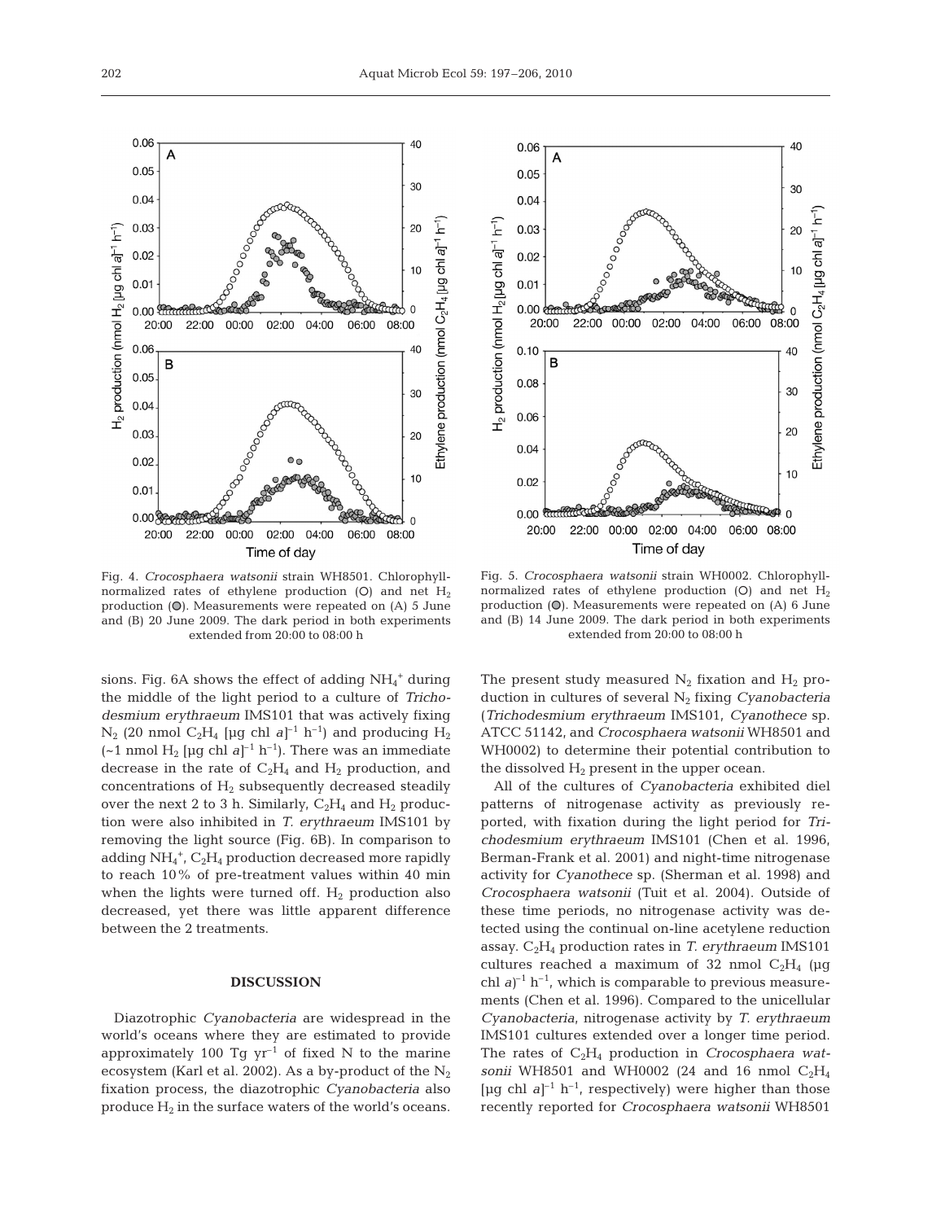Fig. 4. *Crocosphaera watsonii* strain WH8501. Chlorophyll-normalized rates of ethylene production (O) and net $H_2$ production (●). Measurements were repeated on (A) 5 June and (B) 20 June 2009. The dark period in both experiments extended from 20:00 to 08:00 h

Fig. 5. *Crocosphaera watsonii* strain WH0002. Chlorophyll-normalized rates of ethylene production (O) and net $H_2$ production (●). Measurements were repeated on (A) 6 June and (B) 14 June 2009. The dark period in both experiments extended from 20:00 to 08:00 h

sions. Fig. 6A shows the effect of adding $NH_4^+$ during the middle of the light period to a culture of *Trichodesmium erythraeum* IMS101 that was actively fixing $N_2$ (20 nmol $C_2H_4$ [µg chl *a*]$^{-1}$ h$^{-1}$) and producing $H_2$ (~1 nmol $H_2$ [µg chl *a*]$^{-1}$ h$^{-1}$). There was an immediate decrease in the rate of $C_2H_4$ and $H_2$ production, and concentrations of $H_2$ subsequently decreased steadily over the next 2 to 3 h. Similarly, $C_2H_4$ and $H_2$ production were also inhibited in *T. erythraeum* IMS101 by removing the light source (Fig. 6B). In comparison to adding $NH_4^+$, $C_2H_4$ production decreased more rapidly to reach 10% of pre-treatment values within 40 min when the lights were turned off. $H_2$ production also decreased, yet there was little apparent difference between the 2 treatments.

## DISCUSSION

Diazotrophic *Cyanobacteria* are widespread in the world's oceans where they are estimated to provide approximately 100 Tg yr$^{-1}$ of fixed N to the marine ecosystem (Karl et al. 2002). As a by-product of the $N_2$ fixation process, the diazotrophic *Cyanobacteria* also produce $H_2$ in the surface waters of the world's oceans. The present study measured $N_2$ fixation and $H_2$ production in cultures of several $N_2$ fixing *Cyanobacteria* (*Trichodesmium erythraeum* IMS101, *Cyanothece* sp. ATCC 51142, and *Crocosphaera watsonii* WH8501 and WH0002) to determine their potential contribution to the dissolved $H_2$ present in the upper ocean.

All of the cultures of *Cyanobacteria* exhibited diel patterns of nitrogenase activity as previously reported, with fixation during the light period for *Trichodesmium erythraeum* IMS101 (Chen et al. 1996, Berman-Frank et al. 2001) and night-time nitrogenase activity for *Cyanothece* sp. (Sherman et al. 1998) and *Crocosphaera watsonii* (Tuit et al. 2004). Outside of these time periods, no nitrogenase activity was detected using the continual on-line acetylene reduction assay. $C_2H_4$ production rates in *T. erythraeum* IMS101 cultures reached a maximum of 32 nmol $C_2H_4$ (µg chl *a*)$^{-1}$ h$^{-1}$, which is comparable to previous measurements (Chen et al. 1996). Compared to the unicellular *Cyanobacteria*, nitrogenase activity by *T. erythraeum* IMS101 cultures extended over a longer time period. The rates of $C_2H_4$ production in *Crocosphaera watsonii* WH8501 and WH0002 (24 and 16 nmol $C_2H_4$ [µg chl *a*]$^{-1}$ h$^{-1}$, respectively) were higher than those recently reported for *Crocosphaera watsonii* WH8501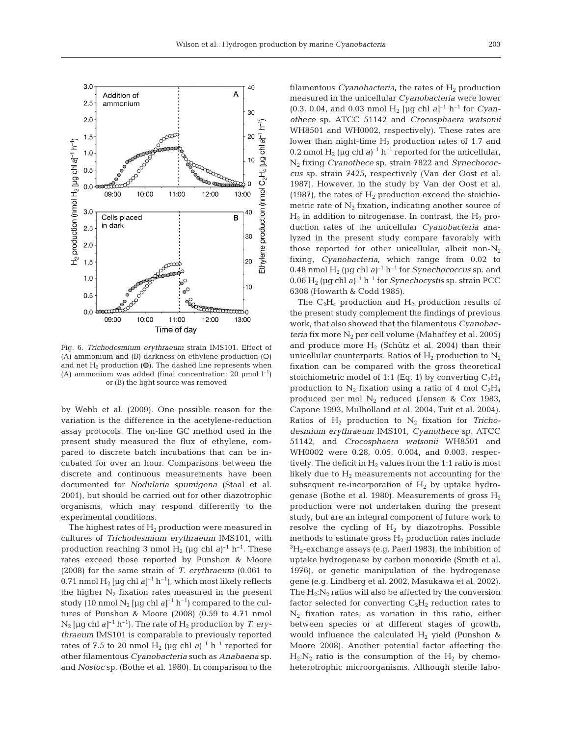Fig. 6. *Trichodesmium erythraeum* strain IMS101. Effect of (A) ammonium and (B) darkness on ethylene production (○) and net $H_2$ production (●). The dashed line represents when (A) ammonium was added (final concentration: 20 µmol $l^{-1}$) or (B) the light source was removed

by Webb et al. (2009). One possible reason for the variation is the difference in the acetylene-reduction assay protocols. The on-line GC method used in the present study measured the flux of ethylene, compared to discrete batch incubations that can be incubated for over an hour. Comparisons between the discrete and continuous measurements have been documented for *Nodularia spumigena* (Staal et al. 2001), but should be carried out for other diazotrophic organisms, which may respond differently to the experimental conditions.

The highest rates of $H_2$ production were measured in cultures of *Trichodesmium erythraeum* IMS101, with production reaching 3 nmol $H_2$ (µg chl *a*)$^{-1}$ h$^{-1}$. These rates exceed those reported by Punshon & Moore (2008) for the same strain of *T. erythraeum* (0.061 to 0.71 nmol $H_2$ [µg chl *a*]$^{-1}$ h$^{-1}$), which most likely reflects the higher $N_2$ fixation rates measured in the present study (10 nmol $N_2$ [µg chl *a*]$^{-1}$ h$^{-1}$) compared to the cultures of Punshon & Moore (2008) (0.59 to 4.71 nmol $N_2$ [µg chl *a*]$^{-1}$ h$^{-1}$). The rate of $H_2$ production by *T. erythraeum* IMS101 is comparable to previously reported rates of 7.5 to 20 nmol $H_2$ (µg chl *a*)$^{-1}$ h$^{-1}$ reported for other filamentous *Cyanobacteria* such as *Anabaena* sp. and *Nostoc* sp. (Bothe et al. 1980). In comparison to the filamentous *Cyanobacteria*, the rates of $H_2$ production measured in the unicellular *Cyanobacteria* were lower (0.3, 0.04, and 0.03 nmol $H_2$ [µg chl *a*]$^{-1}$ h$^{-1}$ for *Cyanothece* sp. ATCC 51142 and *Crocosphaera watsonii* WH8501 and WH0002, respectively). These rates are lower than night-time $H_2$ production rates of 1.7 and 0.2 nmol $H_2$ (µg chl *a*)$^{-1}$ h$^{-1}$ reported for the unicellular, $N_2$ fixing *Cyanothece* sp. strain 7822 and *Synechococcus* sp. strain 7425, respectively (Van der Oost et al. 1987). However, in the study by Van der Oost et al. (1987), the rates of $H_2$ production exceed the stoichiometric rate of $N_2$ fixation, indicating another source of $H_2$ in addition to nitrogenase. In contrast, the $H_2$ production rates of the unicellular *Cyanobacteria* analyzed in the present study compare favorably with those reported for other unicellular, albeit non-$N_2$ fixing, *Cyanobacteria*, which range from 0.02 to 0.48 nmol $H_2$ (µg chl *a*)$^{-1}$ h$^{-1}$ for *Synechococcus* sp. and 0.06 $H_2$ (µg chl *a*)$^{-1}$ h$^{-1}$ for *Synechocystis* sp. strain PCC 6308 (Howarth & Codd 1985).

The $C_2H_4$ production and $H_2$ production results of the present study complement the findings of previous work, that also showed that the filamentous *Cyanobacteria* fix more $N_2$ per cell volume (Mahaffey et al. 2005) and produce more $H_2$ (Schütz et al. 2004) than their unicellular counterparts. Ratios of $H_2$ production to $N_2$ fixation can be compared with the gross theoretical stoichiometric model of 1:1 (Eq. 1) by converting $C_2H_4$ production to $N_2$ fixation using a ratio of 4 mol $C_2H_4$ produced per mol $N_2$ reduced (Jensen & Cox 1983, Capone 1993, Mulholland et al. 2004, Tuit et al. 2004). Ratios of $H_2$ production to $N_2$ fixation for *Trichodesmium erythraeum* IMS101, *Cyanothece* sp. ATCC 51142, and *Crocosphaera watsonii* WH8501 and WH0002 were 0.28, 0.05, 0.004, and 0.003, respectively. The deficit in $H_2$ values from the 1:1 ratio is most likely due to $H_2$ measurements not accounting for the subsequent re-incorporation of $H_2$ by uptake hydrogenase (Bothe et al. 1980). Measurements of gross $H_2$ production were not undertaken during the present study, but are an integral component of future work to resolve the cycling of $H_2$ by diazotrophs. Possible methods to estimate gross $H_2$ production rates include $^3H_2$-exchange assays (e.g. Paerl 1983), the inhibition of uptake hydrogenase by carbon monoxide (Smith et al. 1976), or genetic manipulation of the hydrogenase gene (e.g. Lindberg et al. 2002, Masukawa et al. 2002). The $H_2$:$N_2$ ratios will also be affected by the conversion factor selected for converting $C_2H_2$ reduction rates to $N_2$ fixation rates, as variation in this ratio, either between species or at different stages of growth, would influence the calculated $H_2$ yield (Punshon & Moore 2008). Another potential factor affecting the $H_2$:$N_2$ ratio is the consumption of the $H_2$ by chemoheterotrophic microorganisms. Although sterile labo-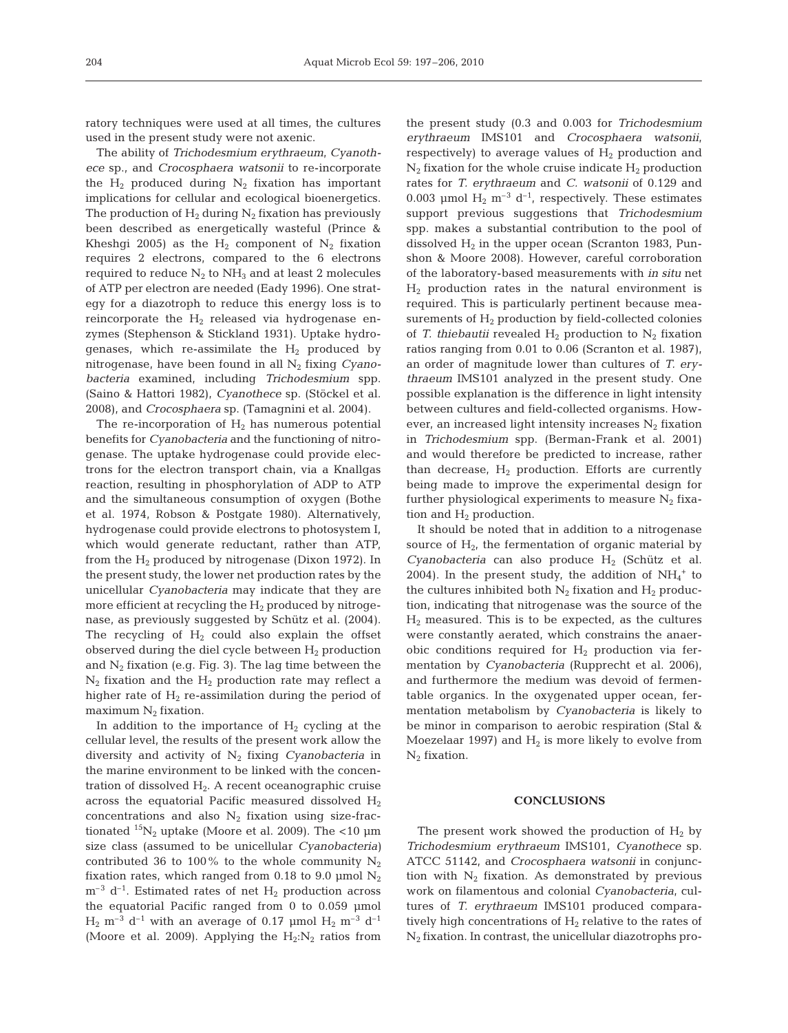ratory techniques were used at all times, the cultures used in the present study were not axenic.

The ability of *Trichodesmium erythraeum*, *Cyanothece* sp., and *Crocosphaera watsonii* to re-incorporate the $H_2$ produced during $N_2$ fixation has important implications for cellular and ecological bioenergetics. The production of $H_2$ during $N_2$ fixation has previously been described as energetically wasteful (Prince & Kheshgi 2005) as the $H_2$ component of $N_2$ fixation requires 2 electrons, compared to the 6 electrons required to reduce $N_2$ to $NH_3$ and at least 2 molecules of ATP per electron are needed (Eady 1996). One strategy for a diazotroph to reduce this energy loss is to reincorporate the $H_2$ released via hydrogenase enzymes (Stephenson & Stickland 1931). Uptake hydrogenases, which re-assimilate the $H_2$ produced by nitrogenase, have been found in all $N_2$ fixing *Cyanobacteria* examined, including *Trichodesmium* spp. (Saino & Hattori 1982), *Cyanothece* sp. (Stöckel et al. 2008), and *Crocosphaera* sp. (Tamagnini et al. 2004).

The re-incorporation of $H_2$ has numerous potential benefits for *Cyanobacteria* and the functioning of nitrogenase. The uptake hydrogenase could provide electrons for the electron transport chain, via a Knallgas reaction, resulting in phosphorylation of ADP to ATP and the simultaneous consumption of oxygen (Bothe et al. 1974, Robson & Postgate 1980). Alternatively, hydrogenase could provide electrons to photosystem I, which would generate reductant, rather than ATP, from the $H_2$ produced by nitrogenase (Dixon 1972). In the present study, the lower net production rates by the unicellular *Cyanobacteria* may indicate that they are more efficient at recycling the $H_2$ produced by nitrogenase, as previously suggested by Schütz et al. (2004). The recycling of $H_2$ could also explain the offset observed during the diel cycle between $H_2$ production and $N_2$ fixation (e.g. Fig. 3). The lag time between the $N_2$ fixation and the $H_2$ production rate may reflect a higher rate of $H_2$ re-assimilation during the period of maximum $N_2$ fixation.

In addition to the importance of $H_2$ cycling at the cellular level, the results of the present work allow the diversity and activity of $N_2$ fixing *Cyanobacteria* in the marine environment to be linked with the concentration of dissolved $H_2$. A recent oceanographic cruise across the equatorial Pacific measured dissolved $H_2$ concentrations and also $N_2$ fixation using size-fractionated $^{15}N_2$ uptake (Moore et al. 2009). The <10 µm size class (assumed to be unicellular *Cyanobacteria*) contributed 36 to 100% to the whole community $N_2$ fixation rates, which ranged from 0.18 to 9.0 µmol $N_2$ $m^{-3}$ $d^{-1}$. Estimated rates of net $H_2$ production across the equatorial Pacific ranged from 0 to 0.059 µmol $H_2$ $m^{-3}$ $d^{-1}$ with an average of 0.17 µmol $H_2$ $m^{-3}$ $d^{-1}$ (Moore et al. 2009). Applying the $H_2$:$N_2$ ratios from the present study (0.3 and 0.003 for *Trichodesmium erythraeum* IMS101 and *Crocosphaera watsonii*, respectively) to average values of $H_2$ production and $N_2$ fixation for the whole cruise indicate $H_2$ production rates for *T. erythraeum* and *C. watsonii* of 0.129 and 0.003 µmol $H_2$ $m^{-3}$ $d^{-1}$, respectively. These estimates support previous suggestions that *Trichodesmium* spp. makes a substantial contribution to the pool of dissolved $H_2$ in the upper ocean (Scranton 1983, Punshon & Moore 2008). However, careful corroboration of the laboratory-based measurements with *in situ* net $H_2$ production rates in the natural environment is required. This is particularly pertinent because measurements of $H_2$ production by field-collected colonies of *T. thiebautii* revealed $H_2$ production to $N_2$ fixation ratios ranging from 0.01 to 0.06 (Scranton et al. 1987), an order of magnitude lower than cultures of *T. erythraeum* IMS101 analyzed in the present study. One possible explanation is the difference in light intensity between cultures and field-collected organisms. However, an increased light intensity increases $N_2$ fixation in *Trichodesmium* spp. (Berman-Frank et al. 2001) and would therefore be predicted to increase, rather than decrease, $H_2$ production. Efforts are currently being made to improve the experimental design for further physiological experiments to measure $N_2$ fixation and $H_2$ production.

It should be noted that in addition to a nitrogenase source of $H_2$, the fermentation of organic material by *Cyanobacteria* can also produce $H_2$ (Schütz et al. 2004). In the present study, the addition of $NH_4^+$ to the cultures inhibited both $N_2$ fixation and $H_2$ production, indicating that nitrogenase was the source of the $H_2$ measured. This is to be expected, as the cultures were constantly aerated, which constrains the anaerobic conditions required for $H_2$ production via fermentation by *Cyanobacteria* (Rupprecht et al. 2006), and furthermore the medium was devoid of fermentable organics. In the oxygenated upper ocean, fermentation metabolism by *Cyanobacteria* is likely to be minor in comparison to aerobic respiration (Stal & Moezelaar 1997) and $H_2$ is more likely to evolve from $N_2$ fixation.

## CONCLUSIONS

The present work showed the production of $H_2$ by *Trichodesmium erythraeum* IMS101, *Cyanothece* sp. ATCC 51142, and *Crocosphaera watsonii* in conjunction with $N_2$ fixation. As demonstrated by previous work on filamentous and colonial *Cyanobacteria*, cultures of *T. erythraeum* IMS101 produced comparatively high concentrations of $H_2$ relative to the rates of $N_2$ fixation. In contrast, the unicellular diazotrophs pro-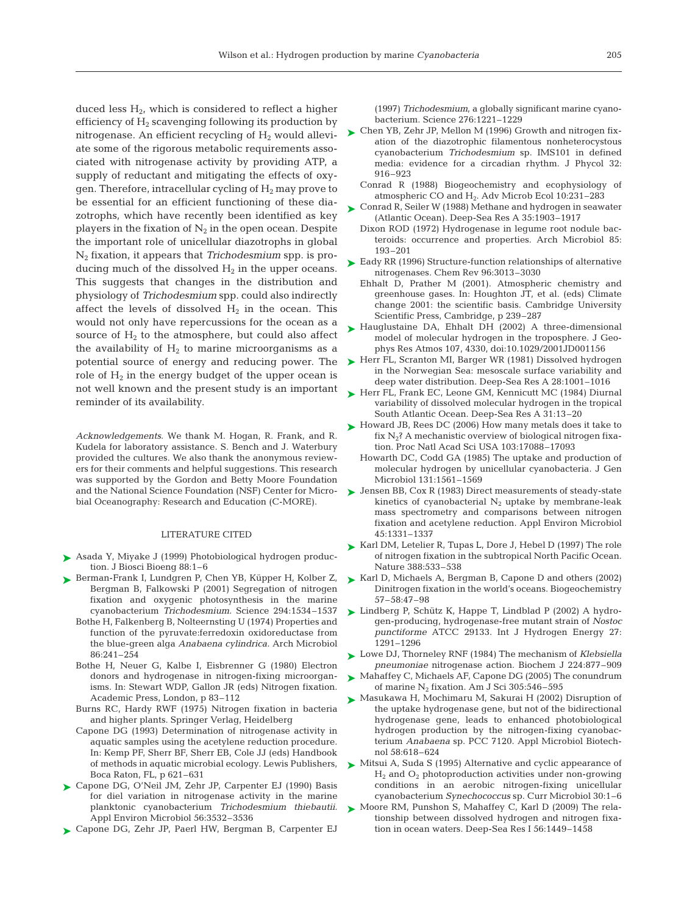duced less $H_2$, which is considered to reflect a higher efficiency of $H_2$ scavenging following its production by nitrogenase. An efficient recycling of $H_2$ would alleviate some of the rigorous metabolic requirements associated with nitrogenase activity by providing ATP, a supply of reductant and mitigating the effects of oxygen. Therefore, intracellular cycling of $H_2$ may prove to be essential for an efficient functioning of these diazotrophs, which have recently been identified as key players in the fixation of $N_2$ in the open ocean. Despite the important role of unicellular diazotrophs in global $N_2$ fixation, it appears that *Trichodesmium* spp. is producing much of the dissolved $H_2$ in the upper oceans. This suggests that changes in the distribution and physiology of *Trichodesmium* spp. could also indirectly affect the levels of dissolved $H_2$ in the ocean. This would not only have repercussions for the ocean as a source of $H_2$ to the atmosphere, but could also affect the availability of $H_2$ to marine microorganisms as a potential source of energy and reducing power. The role of $H_2$ in the energy budget of the upper ocean is not well known and the present study is an important reminder of its availability.

*Acknowledgements.* We thank M. Hogan, R. Frank, and R. Kudela for laboratory assistance. S. Bench and J. Waterbury provided the cultures. We also thank the anonymous reviewers for their comments and helpful suggestions. This research was supported by the Gordon and Betty Moore Foundation and the National Science Foundation (NSF) Center for Microbial Oceanography: Research and Education (C-MORE).

## LITERATURE CITED

Asada Y, Miyake J (1999) Photobiological hydrogen production. J Biosci Bioeng 88:1–6

Berman-Frank I, Lundgren P, Chen YB, Küpper H, Kolber Z, Bergman B, Falkowski P (2001) Segregation of nitrogen fixation and oxygenic photosynthesis in the marine cyanobacterium *Trichodesmium*. Science 294:1534–1537

Bothe H, Falkenberg B, Nolteernsting U (1974) Properties and function of the pyruvate:ferredoxin oxidoreductase from the blue-green alga *Anabaena cylindrica*. Arch Microbiol 86:241–254

Bothe H, Neuer G, Kalbe I, Eisbrenner G (1980) Electron donors and hydrogenase in nitrogen-fixing microorganisms. In: Stewart WDP, Gallon JR (eds) Nitrogen fixation. Academic Press, London, p 83–112

Burns RC, Hardy RWF (1975) Nitrogen fixation in bacteria and higher plants. Springer Verlag, Heidelberg

Capone DG (1993) Determination of nitrogenase activity in aquatic samples using the acetylene reduction procedure. In: Kemp PF, Sherr BF, Sherr EB, Cole JJ (eds) Handbook of methods in aquatic microbial ecology. Lewis Publishers, Boca Raton, FL, p 621–631

Capone DG, O'Neil JM, Zehr JP, Carpenter EJ (1990) Basis for diel variation in nitrogenase activity in the marine planktonic cyanobacterium *Trichodesmium thiebautii*. Appl Environ Microbiol 56:3532–3536

Capone DG, Zehr JP, Paerl HW, Bergman B, Carpenter EJ (1997) *Trichodesmium*, a globally significant marine cyanobacterium. Science 276:1221–1229

Chen YB, Zehr JP, Mellon M (1996) Growth and nitrogen fixation of the diazotrophic filamentous nonheterocystous cyanobacterium *Trichodesmium* sp. IMS101 in defined media: evidence for a circadian rhythm. J Phycol 32: 916–923

Conrad R (1988) Biogeochemistry and ecophysiology of atmospheric CO and $H_2$. Adv Microb Ecol 10:231–283

Conrad R, Seiler W (1988) Methane and hydrogen in seawater (Atlantic Ocean). Deep-Sea Res A 35:1903–1917

Dixon ROD (1972) Hydrogenase in legume root nodule bacteroids: occurrence and properties. Arch Microbiol 85: 193–201

Eady RR (1996) Structure-function relationships of alternative nitrogenases. Chem Rev 96:3013–3030

Ehhalt D, Prather M (2001). Atmospheric chemistry and greenhouse gases. In: Houghton JT, et al. (eds) Climate change 2001: the scientific basis. Cambridge University Scientific Press, Cambridge, p 239–287

Hauglustaine DA, Ehhalt DH (2002) A three-dimensional model of molecular hydrogen in the troposphere. J Geophys Res Atmos 107, 4330, doi:10.1029/2001JD001156

Herr FL, Scranton MI, Barger WR (1981) Dissolved hydrogen in the Norwegian Sea: mesoscale surface variability and deep water distribution. Deep-Sea Res A 28:1001–1016

Herr FL, Frank EC, Leone GM, Kennicutt MC (1984) Diurnal variability of dissolved molecular hydrogen in the tropical South Atlantic Ocean. Deep-Sea Res A 31:13–20

Howard JB, Rees DC (2006) How many metals does it take to fix $N_2$? A mechanistic overview of biological nitrogen fixation. Proc Natl Acad Sci USA 103:17088–17093

Howarth DC, Codd GA (1985) The uptake and production of molecular hydrogen by unicellular cyanobacteria. J Gen Microbiol 131:1561–1569

Jensen BB, Cox R (1983) Direct measurements of steady-state kinetics of cyanobacterial $N_2$ uptake by membrane-leak mass spectrometry and comparisons between nitrogen fixation and acetylene reduction. Appl Environ Microbiol 45:1331–1337

Karl DM, Letelier R, Tupas L, Dore J, Hebel D (1997) The role of nitrogen fixation in the subtropical North Pacific Ocean. Nature 388:533–538

Karl D, Michaels A, Bergman B, Capone D and others (2002) Dinitrogen fixation in the world's oceans. Biogeochemistry 57–58:47–98

Lindberg P, Schütz K, Happe T, Lindblad P (2002) A hydrogen-producing, hydrogenase-free mutant strain of *Nostoc punctiforme* ATCC 29133. Int J Hydrogen Energy 27: 1291–1296

Lowe DJ, Thorneley RNF (1984) The mechanism of *Klebsiella pneumoniae* nitrogenase action. Biochem J 224:877–909

Mahaffey C, Michaels AF, Capone DG (2005) The conundrum of marine $N_2$ fixation. Am J Sci 305:546–595

Masukawa H, Mochimaru M, Sakurai H (2002) Disruption of the uptake hydrogenase gene, but not of the bidirectional hydrogenase gene, leads to enhanced photobiological hydrogen production by the nitrogen-fixing cyanobacterium *Anabaena* sp. PCC 7120. Appl Microbiol Biotechnol 58:618–624

Mitsui A, Suda S (1995) Alternative and cyclic appearance of $H_2$ and $O_2$ photoproduction activities under non-growing conditions in an aerobic nitrogen-fixing unicellular cyanobacterium *Synechococcus* sp. Curr Microbiol 30:1–6

Moore RM, Punshon S, Mahaffey C, Karl D (2009) The relationship between dissolved hydrogen and nitrogen fixation in ocean waters. Deep-Sea Res I 56:1449–1458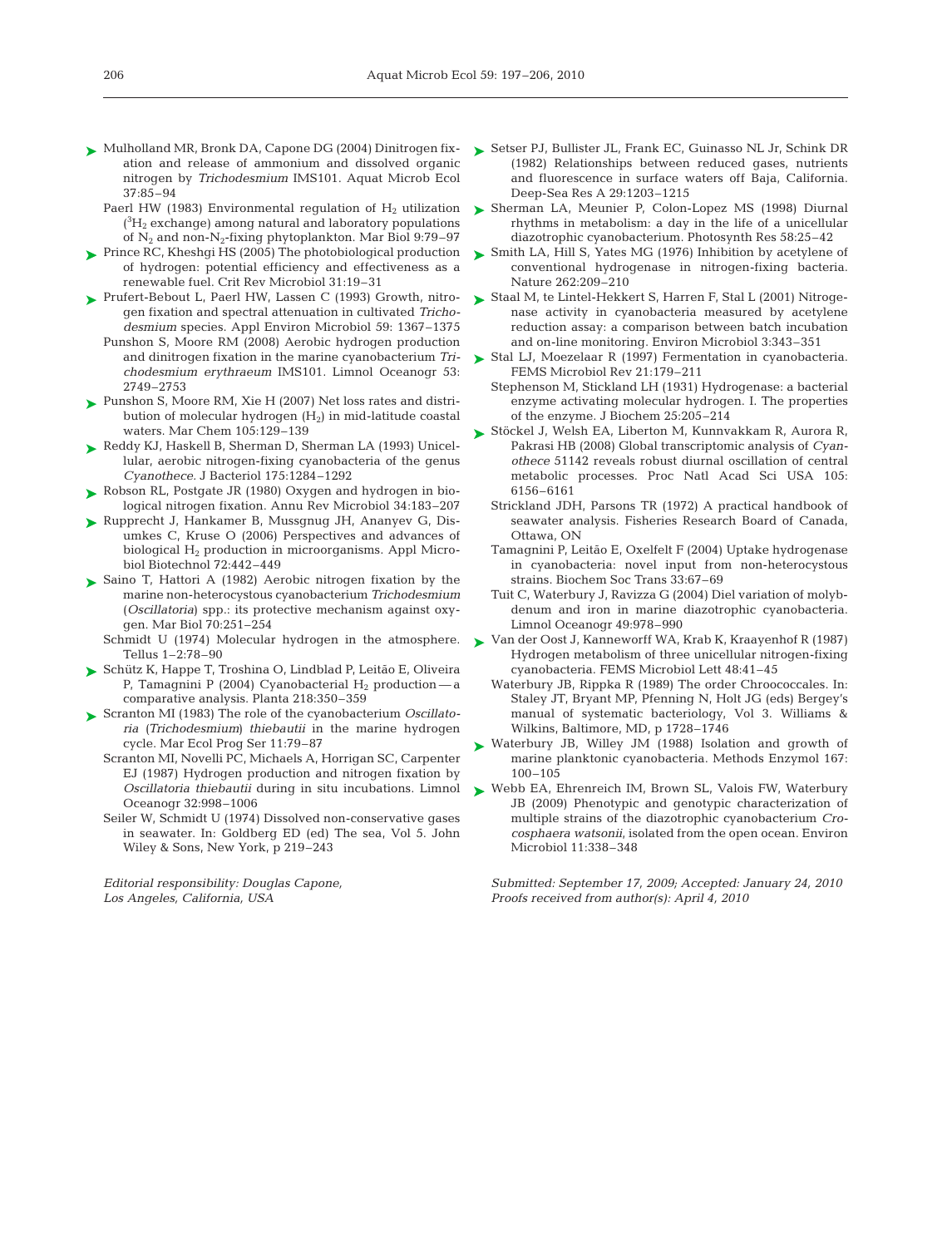Mulholland MR, Bronk DA, Capone DG (2004) Dinitrogen fixation and release of ammonium and dissolved organic nitrogen by *Trichodesmium* IMS101. Aquat Microb Ecol 37:85–94

Paerl HW (1983) Environmental regulation of $H_2$ utilization ($^3H_2$ exchange) among natural and laboratory populations of $N_2$ and non-$N_2$-fixing phytoplankton. Mar Biol 9:79–97

Prince RC, Kheshgi HS (2005) The photobiological production of hydrogen: potential efficiency and effectiveness as a renewable fuel. Crit Rev Microbiol 31:19–31

Prufert-Bebout L, Paerl HW, Lassen C (1993) Growth, nitrogen fixation and spectral attenuation in cultivated *Trichodesmium* species. Appl Environ Microbiol 59: 1367–1375

Punshon S, Moore RM (2008) Aerobic hydrogen production and dinitrogen fixation in the marine cyanobacterium *Trichodesmium erythraeum* IMS101. Limnol Oceanogr 53: 2749–2753

Punshon S, Moore RM, Xie H (2007) Net loss rates and distribution of molecular hydrogen ($H_2$) in mid-latitude coastal waters. Mar Chem 105:129–139

Reddy KJ, Haskell B, Sherman D, Sherman LA (1993) Unicellular, aerobic nitrogen-fixing cyanobacteria of the genus *Cyanothece*. J Bacteriol 175:1284–1292

Robson RL, Postgate JR (1980) Oxygen and hydrogen in biological nitrogen fixation. Annu Rev Microbiol 34:183–207

Rupprecht J, Hankamer B, Mussgnug JH, Ananyev G, Dismukes C, Kruse O (2006) Perspectives and advances of biological $H_2$ production in microorganisms. Appl Microbiol Biotechnol 72:442–449

Saino T, Hattori A (1982) Aerobic nitrogen fixation by the marine non-heterocystous cyanobacterium *Trichodesmium* (*Oscillatoria*) spp.: its protective mechanism against oxygen. Mar Biol 70:251–254

Schmidt U (1974) Molecular hydrogen in the atmosphere. Tellus 1–2:78–90

Schütz K, Happe T, Troshina O, Lindblad P, Leitão E, Oliveira P, Tamagnini P (2004) Cyanobacterial $H_2$ production — a comparative analysis. Planta 218:350–359

Scranton MI (1983) The role of the cyanobacterium *Oscillatoria* (*Trichodesmium*) *thiebautii* in the marine hydrogen cycle. Mar Ecol Prog Ser 11:79–87

Scranton MI, Novelli PC, Michaels A, Horrigan SC, Carpenter EJ (1987) Hydrogen production and nitrogen fixation by *Oscillatoria thiebautii* during in situ incubations. Limnol Oceanogr 32:998–1006

Seiler W, Schmidt U (1974) Dissolved non-conservative gases in seawater. In: Goldberg ED (ed) The sea, Vol 5. John Wiley & Sons, New York, p 219–243

Setser PJ, Bullister JL, Frank EC, Guinasso NL Jr, Schink DR (1982) Relationships between reduced gases, nutrients and fluorescence in surface waters off Baja, California. Deep-Sea Res A 29:1203–1215

Sherman LA, Meunier P, Colon-Lopez MS (1998) Diurnal rhythms in metabolism: a day in the life of a unicellular diazotrophic cyanobacterium. Photosynth Res 58:25–42

Smith LA, Hill S, Yates MG (1976) Inhibition by acetylene of conventional hydrogenase in nitrogen-fixing bacteria. Nature 262:209–210

Staal M, te Lintel-Hekkert S, Harren F, Stal L (2001) Nitrogenase activity in cyanobacteria measured by acetylene reduction assay: a comparison between batch incubation and on-line monitoring. Environ Microbiol 3:343–351

Stal LJ, Moezelaar R (1997) Fermentation in cyanobacteria. FEMS Microbiol Rev 21:179–211

Stephenson M, Stickland LH (1931) Hydrogenase: a bacterial enzyme activating molecular hydrogen. I. The properties of the enzyme. J Biochem 25:205–214

Stöckel J, Welsh EA, Liberton M, Kunnvakkam R, Aurora R, Pakrasi HB (2008) Global transcriptomic analysis of *Cyanothece* 51142 reveals robust diurnal oscillation of central metabolic processes. Proc Natl Acad Sci USA 105: 6156–6161

Strickland JDH, Parsons TR (1972) A practical handbook of seawater analysis. Fisheries Research Board of Canada, Ottawa, ON

Tamagnini P, Leitão E, Oxelfelt F (2004) Uptake hydrogenase in cyanobacteria: novel input from non-heterocystous strains. Biochem Soc Trans 33:67–69

Tuit C, Waterbury J, Ravizza G (2004) Diel variation of molybdenum and iron in marine diazotrophic cyanobacteria. Limnol Oceanogr 49:978–990

Van der Oost J, Kanneworff WA, Krab K, Kraayenhof R (1987) Hydrogen metabolism of three unicellular nitrogen-fixing cyanobacteria. FEMS Microbiol Lett 48:41–45

Waterbury JB, Rippka R (1989) The order Chroococcales. In: Staley JT, Bryant MP, Pfenning N, Holt JG (eds) Bergey's manual of systematic bacteriology, Vol 3. Williams & Wilkins, Baltimore, MD, p 1728–1746

Waterbury JB, Willey JM (1988) Isolation and growth of marine planktonic cyanobacteria. Methods Enzymol 167: 100–105

Webb EA, Ehrenreich IM, Brown SL, Valois FW, Waterbury JB (2009) Phenotypic and genotypic characterization of multiple strains of the diazotrophic cyanobacterium *Crocosphaera watsonii*, isolated from the open ocean. Environ Microbiol 11:338–348

*Editorial responsibility: Douglas Capone, Los Angeles, California, USA*

*Submitted: September 17, 2009; Accepted: January 24, 2010*
*Proofs received from author(s): April 4, 2010*